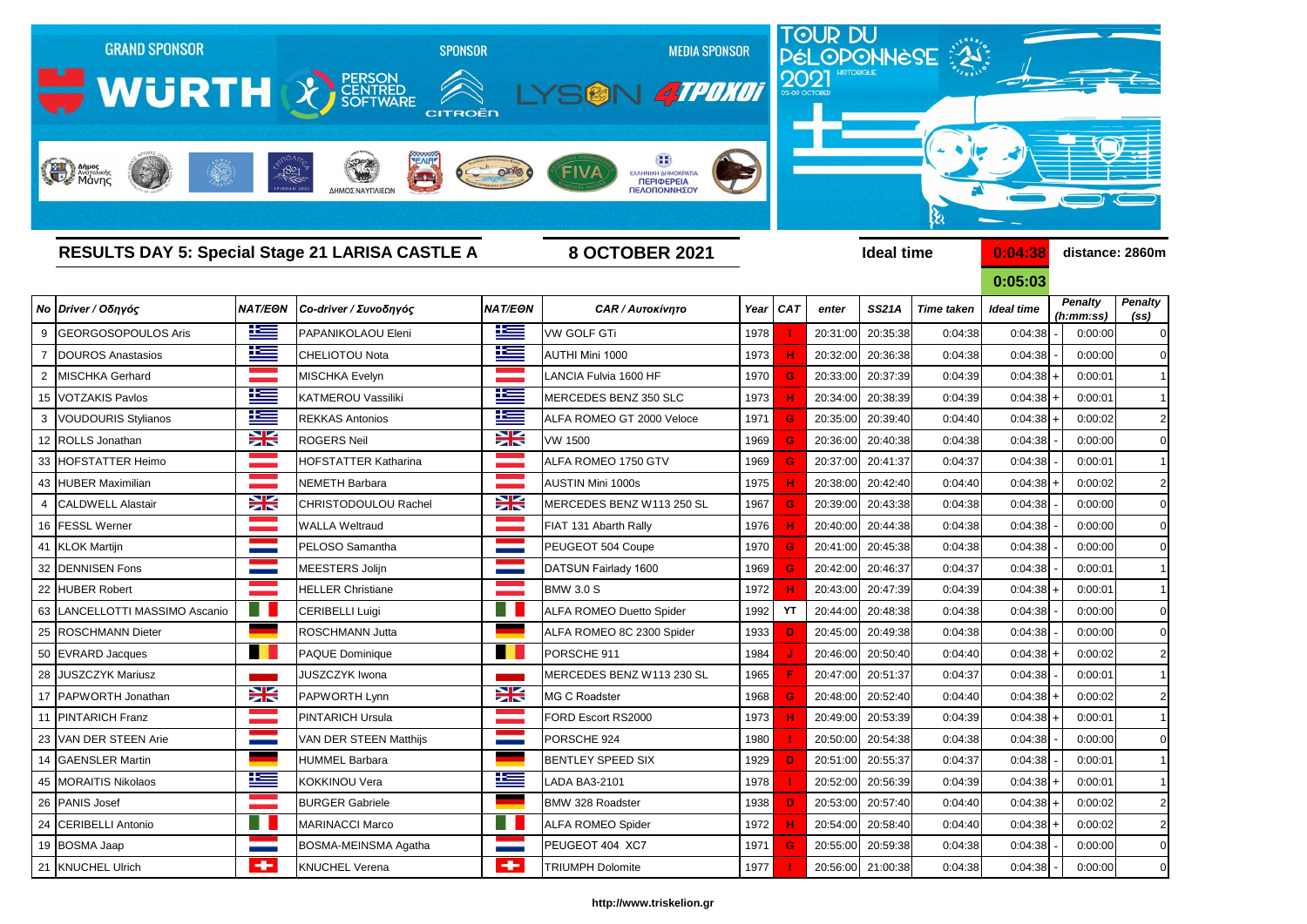GRAND SPONSOR: WÜRTH — SPONSOR: PERSON CENTRED SOFTWARE, CITROËN — MEDIA SPONSOR: LYSON, 4TPOXOI

TOUR DU PÉLOPONNÈSE 2021 HISTORIQUE 03-09 OCTOBER

## RESULTS DAY 5: Special Stage 21 LARISA CASTLE A

**8 OCTOBER 2021**

**Ideal time** 0:04:38 / 0:05:03 — **distance: 2860m**

| No | Driver / Οδηγός | NAT/ΕΘΝ | Co-driver / Συνοδηγός | NAT/ΕΘΝ | CAR / Αυτοκίνητο | Year | CAT | enter | SS21A | Time taken | Ideal time | | Penalty (h:mm:ss) | Penalty (ss) |
|---|---|---|---|---|---|---|---|---|---|---|---|---|---|---|
| 9 | GEORGOSOPOULOS Aris | | PAPANIKOLAOU Eleni | | VW GOLF GTi | 1978 | I | 20:31:00 | 20:35:38 | 0:04:38 | 0:04:38 | - | 0:00:00 | 0 |
| 7 | DOUROS Anastasios | | CHELIOTOU Nota | | AUTHI Mini 1000 | 1973 | H | 20:32:00 | 20:36:38 | 0:04:38 | 0:04:38 | - | 0:00:00 | 0 |
| 2 | MISCHKA Gerhard | | MISCHKA Evelyn | | LANCIA Fulvia 1600 HF | 1970 | G | 20:33:00 | 20:37:39 | 0:04:39 | 0:04:38 | + | 0:00:01 | 1 |
| 15 | VOTZAKIS Pavlos | | KATMEROU Vassiliki | | MERCEDES BENZ 350 SLC | 1973 | H | 20:34:00 | 20:38:39 | 0:04:39 | 0:04:38 | + | 0:00:01 | 1 |
| 3 | VOUDOURIS Stylianos | | REKKAS Antonios | | ALFA ROMEO GT 2000 Veloce | 1971 | G | 20:35:00 | 20:39:40 | 0:04:40 | 0:04:38 | + | 0:00:02 | 2 |
| 12 | ROLLS Jonathan | | ROGERS Neil | | VW 1500 | 1969 | G | 20:36:00 | 20:40:38 | 0:04:38 | 0:04:38 | - | 0:00:00 | 0 |
| 33 | HOFSTATTER Heimo | | HOFSTATTER Katharina | | ALFA ROMEO 1750 GTV | 1969 | G | 20:37:00 | 20:41:37 | 0:04:37 | 0:04:38 | - | 0:00:01 | 1 |
| 43 | HUBER Maximilian | | NEMETH Barbara | | AUSTIN Mini 1000s | 1975 | H | 20:38:00 | 20:42:40 | 0:04:40 | 0:04:38 | + | 0:00:02 | 2 |
| 4 | CALDWELL Alastair | | CHRISTODOULOU Rachel | | MERCEDES BENZ W113 250 SL | 1967 | G | 20:39:00 | 20:43:38 | 0:04:38 | 0:04:38 | - | 0:00:00 | 0 |
| 16 | FESSL Werner | | WALLA Weltraud | | FIAT 131 Abarth Rally | 1976 | H | 20:40:00 | 20:44:38 | 0:04:38 | 0:04:38 | - | 0:00:00 | 0 |
| 41 | KLOK Martijn | | PELOSO Samantha | | PEUGEOT 504 Coupe | 1970 | G | 20:41:00 | 20:45:38 | 0:04:38 | 0:04:38 | - | 0:00:00 | 0 |
| 32 | DENNISEN Fons | | MEESTERS Jolijn | | DATSUN Fairlady 1600 | 1969 | G | 20:42:00 | 20:46:37 | 0:04:37 | 0:04:38 | - | 0:00:01 | 1 |
| 22 | HUBER Robert | | HELLER Christiane | | BMW 3.0 S | 1972 | H | 20:43:00 | 20:47:39 | 0:04:39 | 0:04:38 | + | 0:00:01 | 1 |
| 63 | LANCELLOTTI MASSIMO Ascanio | | CERIBELLI Luigi | | ALFA ROMEO Duetto Spider | 1992 | YT | 20:44:00 | 20:48:38 | 0:04:38 | 0:04:38 | - | 0:00:00 | 0 |
| 25 | ROSCHMANN Dieter | | ROSCHMANN Jutta | | ALFA ROMEO 8C 2300 Spider | 1933 | D | 20:45:00 | 20:49:38 | 0:04:38 | 0:04:38 | - | 0:00:00 | 0 |
| 50 | EVRARD Jacques | | PAQUE Dominique | | PORSCHE 911 | 1984 | J | 20:46:00 | 20:50:40 | 0:04:40 | 0:04:38 | + | 0:00:02 | 2 |
| 28 | JUSZCZYK Mariusz | | JUSZCZYK Iwona | | MERCEDES BENZ W113 230 SL | 1965 | F | 20:47:00 | 20:51:37 | 0:04:37 | 0:04:38 | - | 0:00:01 | 1 |
| 17 | PAPWORTH Jonathan | | PAPWORTH Lynn | | MG C Roadster | 1968 | G | 20:48:00 | 20:52:40 | 0:04:40 | 0:04:38 | + | 0:00:02 | 2 |
| 11 | PINTARICH Franz | | PINTARICH Ursula | | FORD Escort RS2000 | 1973 | H | 20:49:00 | 20:53:39 | 0:04:39 | 0:04:38 | + | 0:00:01 | 1 |
| 23 | VAN DER STEEN Arie | | VAN DER STEEN Matthijs | | PORSCHE 924 | 1980 | I | 20:50:00 | 20:54:38 | 0:04:38 | 0:04:38 | - | 0:00:00 | 0 |
| 14 | GAENSLER Martin | | HUMMEL Barbara | | BENTLEY SPEED SIX | 1929 | D | 20:51:00 | 20:55:37 | 0:04:37 | 0:04:38 | - | 0:00:01 | 1 |
| 45 | MORAITIS Nikolaos | | KOKKINOU Vera | | LADA BA3-2101 | 1978 | I | 20:52:00 | 20:56:39 | 0:04:39 | 0:04:38 | + | 0:00:01 | 1 |
| 26 | PANIS Josef | | BURGER Gabriele | | BMW 328 Roadster | 1938 | D | 20:53:00 | 20:57:40 | 0:04:40 | 0:04:38 | + | 0:00:02 | 2 |
| 24 | CERIBELLI Antonio | | MARINACCI Marco | | ALFA ROMEO Spider | 1972 | H | 20:54:00 | 20:58:40 | 0:04:40 | 0:04:38 | + | 0:00:02 | 2 |
| 19 | BOSMA Jaap | | BOSMA-MEINSMA Agatha | | PEUGEOT 404 XC7 | 1971 | G | 20:55:00 | 20:59:38 | 0:04:38 | 0:04:38 | - | 0:00:00 | 0 |
| 21 | KNUCHEL Ulrich | | KNUCHEL Verena | | TRIUMPH Dolomite | 1977 | I | 20:56:00 | 21:00:38 | 0:04:38 | 0:04:38 | - | 0:00:00 | 0 |

http://www.triskelion.gr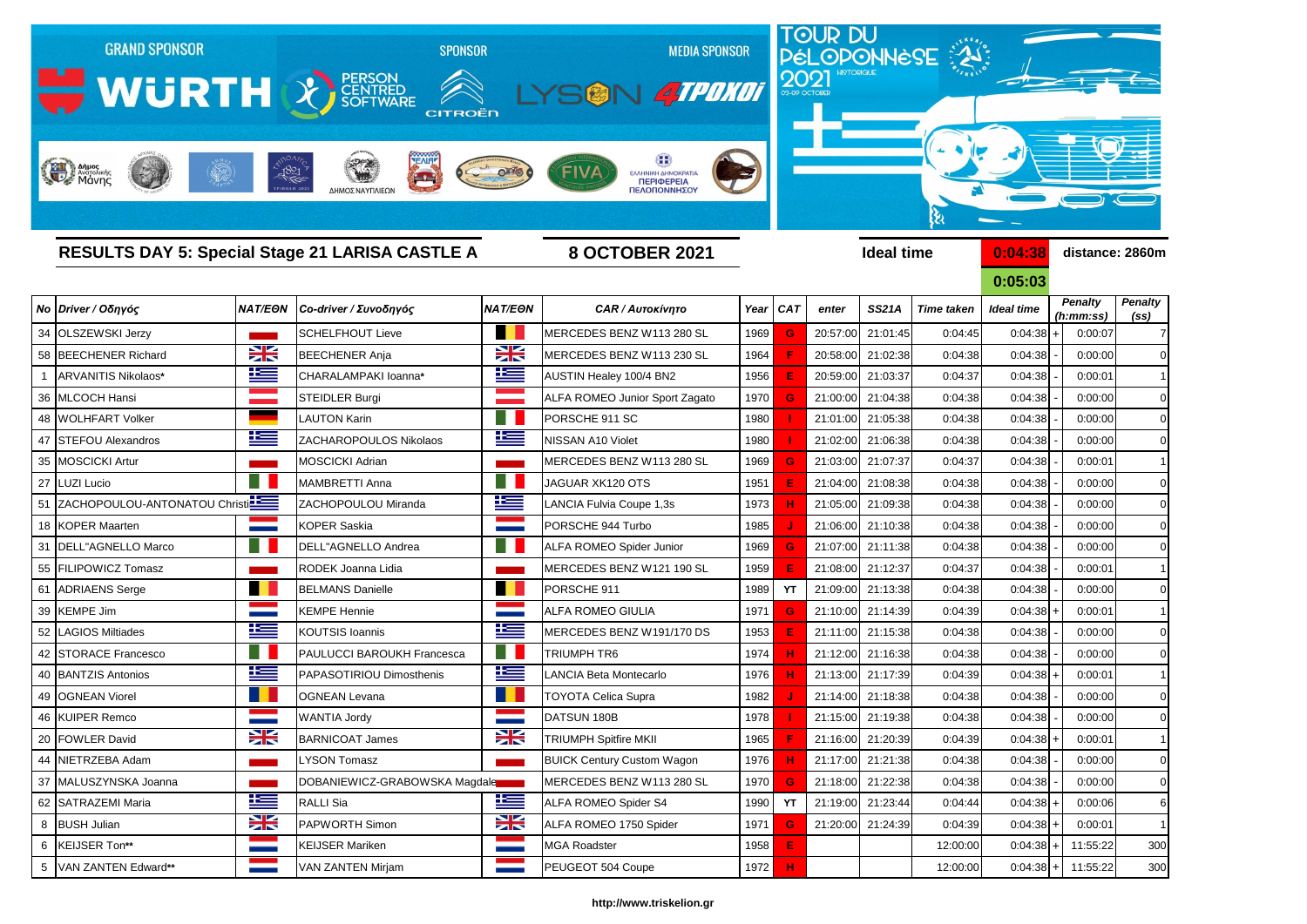GRAND SPONSOR WÜRTH — SPONSOR PERSON CENTRED SOFTWARE, CITROËN — MEDIA SPONSOR LYSON, 4TPOXOI

TOUR DU PÉLOPONNÈSE 2021 HISTORIQUE 03-09 OCTOBER

## RESULTS DAY 5: Special Stage 21 LARISA CASTLE A

**8 OCTOBER 2021**

**Ideal time** 0:04:38 / 0:05:03 — **distance: 2860m**

| No | Driver / Οδηγός | NAT/ΕΘΝ | Co-driver / Συνοδηγός | NAT/ΕΘΝ | CAR / Αυτοκίνητο | Year | CAT | enter | SS21A | Time taken | Ideal time | | Penalty (h:mm:ss) | Penalty (ss) |
|---|---|---|---|---|---|---|---|---|---|---|---|---|---|---|
| 34 | OLSZEWSKI Jerzy | | SCHELFHOUT Lieve | | MERCEDES BENZ W113 280 SL | 1969 | G | 20:57:00 | 21:01:45 | 0:04:45 | 0:04:38 | + | 0:00:07 | 7 |
| 58 | BEECHENER Richard | | BEECHENER Anja | | MERCEDES BENZ W113 230 SL | 1964 | F | 20:58:00 | 21:02:38 | 0:04:38 | 0:04:38 | - | 0:00:00 | 0 |
| 1 | ARVANITIS Nikolaos* | | CHARALAMPAKI Ioanna* | | AUSTIN Healey 100/4 BN2 | 1956 | E | 20:59:00 | 21:03:37 | 0:04:37 | 0:04:38 | - | 0:00:01 | 1 |
| 36 | MLCOCH Hansi | | STEIDLER Burgi | | ALFA ROMEO Junior Sport Zagato | 1970 | G | 21:00:00 | 21:04:38 | 0:04:38 | 0:04:38 | - | 0:00:00 | 0 |
| 48 | WOLHFART Volker | | LAUTON Karin | | PORSCHE 911 SC | 1980 | I | 21:01:00 | 21:05:38 | 0:04:38 | 0:04:38 | - | 0:00:00 | 0 |
| 47 | STEFOU Alexandros | | ZACHAROPOULOS Nikolaos | | NISSAN A10 Violet | 1980 | I | 21:02:00 | 21:06:38 | 0:04:38 | 0:04:38 | - | 0:00:00 | 0 |
| 35 | MOSCICKI Artur | | MOSCICKI Adrian | | MERCEDES BENZ W113 280 SL | 1969 | G | 21:03:00 | 21:07:37 | 0:04:37 | 0:04:38 | - | 0:00:01 | 1 |
| 27 | LUZI Lucio | | MAMBRETTI Anna | | JAGUAR XK120 OTS | 1951 | E | 21:04:00 | 21:08:38 | 0:04:38 | 0:04:38 | - | 0:00:00 | 0 |
| 51 | ZACHOPOULOU-ANTONATOU Christi | | ZACHOPOULOU Miranda | | LANCIA Fulvia Coupe 1,3s | 1973 | H | 21:05:00 | 21:09:38 | 0:04:38 | 0:04:38 | - | 0:00:00 | 0 |
| 18 | KOPER Maarten | | KOPER Saskia | | PORSCHE 944 Turbo | 1985 | J | 21:06:00 | 21:10:38 | 0:04:38 | 0:04:38 | - | 0:00:00 | 0 |
| 31 | DELL"AGNELLO Marco | | DELL"AGNELLO Andrea | | ALFA ROMEO Spider Junior | 1969 | G | 21:07:00 | 21:11:38 | 0:04:38 | 0:04:38 | - | 0:00:00 | 0 |
| 55 | FILIPOWICZ Tomasz | | RODEK Joanna Lidia | | MERCEDES BENZ W121 190 SL | 1959 | E | 21:08:00 | 21:12:37 | 0:04:37 | 0:04:38 | - | 0:00:01 | 1 |
| 61 | ADRIAENS Serge | | BELMANS Danielle | | PORSCHE 911 | 1989 | YT | 21:09:00 | 21:13:38 | 0:04:38 | 0:04:38 | - | 0:00:00 | 0 |
| 39 | KEMPE Jim | | KEMPE Hennie | | ALFA ROMEO GIULIA | 1971 | G | 21:10:00 | 21:14:39 | 0:04:39 | 0:04:38 | + | 0:00:01 | 1 |
| 52 | LAGIOS Miltiades | | KOUTSIS Ioannis | | MERCEDES BENZ W191/170 DS | 1953 | E | 21:11:00 | 21:15:38 | 0:04:38 | 0:04:38 | - | 0:00:00 | 0 |
| 42 | STORACE Francesco | | PAULUCCI BAROUKH Francesca | | TRIUMPH TR6 | 1974 | H | 21:12:00 | 21:16:38 | 0:04:38 | 0:04:38 | - | 0:00:00 | 0 |
| 40 | BANTZIS Antonios | | PAPASOTIRIOU Dimosthenis | | LANCIA Beta Montecarlo | 1976 | H | 21:13:00 | 21:17:39 | 0:04:39 | 0:04:38 | + | 0:00:01 | 1 |
| 49 | OGNEAN Viorel | | OGNEAN Levana | | TOYOTA Celica Supra | 1982 | J | 21:14:00 | 21:18:38 | 0:04:38 | 0:04:38 | - | 0:00:00 | 0 |
| 46 | KUIPER Remco | | WANTIA Jordy | | DATSUN 180B | 1978 | I | 21:15:00 | 21:19:38 | 0:04:38 | 0:04:38 | - | 0:00:00 | 0 |
| 20 | FOWLER David | | BARNICOAT James | | TRIUMPH Spitfire MKII | 1965 | F | 21:16:00 | 21:20:39 | 0:04:39 | 0:04:38 | + | 0:00:01 | 1 |
| 44 | NIETRZEBA Adam | | LYSON Tomasz | | BUICK Century Custom Wagon | 1976 | H | 21:17:00 | 21:21:38 | 0:04:38 | 0:04:38 | - | 0:00:00 | 0 |
| 37 | MALUSZYNSKA Joanna | | DOBANIEWICZ-GRABOWSKA Magdale | | MERCEDES BENZ W113 280 SL | 1970 | G | 21:18:00 | 21:22:38 | 0:04:38 | 0:04:38 | - | 0:00:00 | 0 |
| 62 | SATRAZEMI Maria | | RALLI Sia | | ALFA ROMEO Spider S4 | 1990 | YT | 21:19:00 | 21:23:44 | 0:04:44 | 0:04:38 | + | 0:00:06 | 6 |
| 8 | BUSH Julian | | PAPWORTH Simon | | ALFA ROMEO 1750 Spider | 1971 | G | 21:20:00 | 21:24:39 | 0:04:39 | 0:04:38 | + | 0:00:01 | 1 |
| 6 | KEIJSER Ton** | | KEIJSER Mariken | | MGA Roadster | 1958 | E | | | 12:00:00 | 0:04:38 | + | 11:55:22 | 300 |
| 5 | VAN ZANTEN Edward** | | VAN ZANTEN Mirjam | | PEUGEOT 504 Coupe | 1972 | H | | | 12:00:00 | 0:04:38 | + | 11:55:22 | 300 |

http://www.triskelion.gr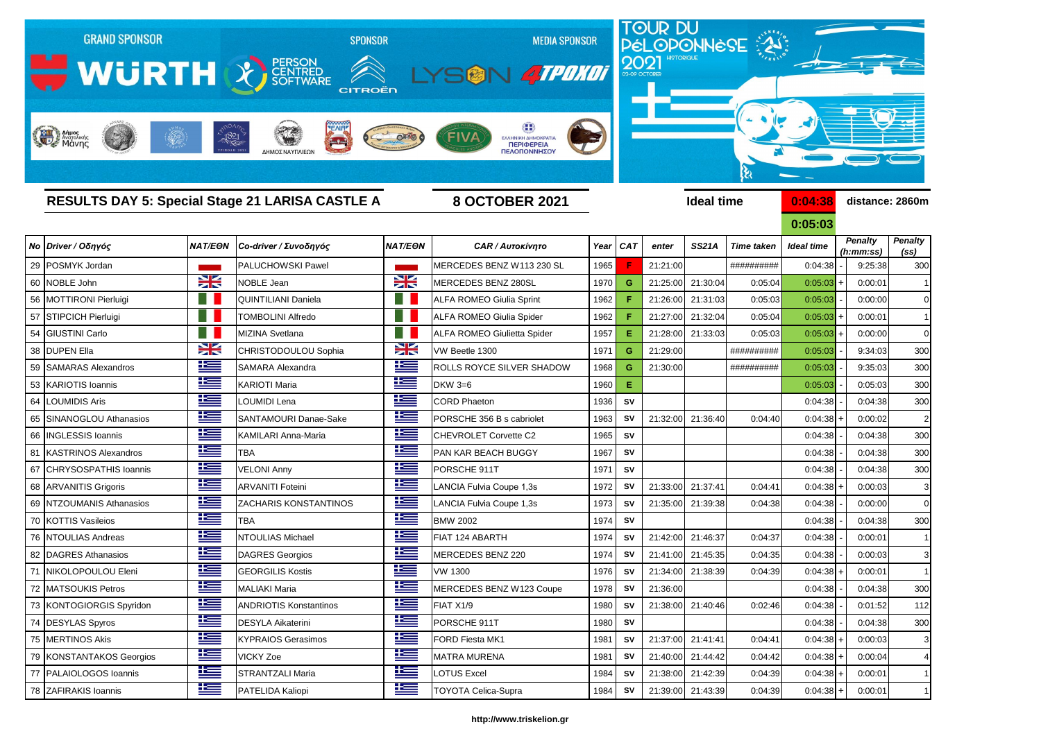GRAND SPONSOR WÜRTH | SPONSOR PERSON CENTRED SOFTWARE CITROËN | MEDIA SPONSOR LYSON 4TPOXOI

TOUR DU PÉLOPONNÈSE 2021 HISTORIQUE 03-09 OCTOBER

## RESULTS DAY 5: Special Stage 21 LARISA CASTLE A

**8 OCTOBER 2021**

**Ideal time** 0:04:38 / 0:05:03 **distance: 2860m**

| No | Driver / Οδηγός | NAT/ΕΘΝ | Co-driver / Συνοδηγός | NAT/ΕΘΝ | CAR / Αυτοκίνητο | Year | CAT | enter | SS21A | Time taken | Ideal time | | Penalty (h:mm:ss) | Penalty (ss) |
|---|---|---|---|---|---|---|---|---|---|---|---|---|---|---|
| 29 | POSMYK Jordan | | PALUCHOWSKI Pawel | | MERCEDES BENZ W113 230 SL | 1965 | F | 21:21:00 | | ########## | 0:04:38 | - | 9:25:38 | 300 |
| 60 | NOBLE John | | NOBLE Jean | | MERCEDES BENZ 280SL | 1970 | G | 21:25:00 | 21:30:04 | 0:05:04 | 0:05:03 | + | 0:00:01 | 1 |
| 56 | MOTTIRONI Pierluigi | | QUINTILIANI Daniela | | ALFA ROMEO Giulia Sprint | 1962 | F | 21:26:00 | 21:31:03 | 0:05:03 | 0:05:03 | - | 0:00:00 | 0 |
| 57 | STIPCICH Pierluigi | | TOMBOLINI Alfredo | | ALFA ROMEO Giulia Spider | 1962 | F | 21:27:00 | 21:32:04 | 0:05:04 | 0:05:03 | + | 0:00:01 | 1 |
| 54 | GIUSTINI Carlo | | MIZINA Svetlana | | ALFA ROMEO Giulietta Spider | 1957 | E | 21:28:00 | 21:33:03 | 0:05:03 | 0:05:03 | + | 0:00:00 | 0 |
| 38 | DUPEN Ella | | CHRISTODOULOU Sophia | | VW Beetle 1300 | 1971 | G | 21:29:00 | | ########## | 0:05:03 | - | 9:34:03 | 300 |
| 59 | SAMARAS Alexandros | | SAMARA Alexandra | | ROLLS ROYCE SILVER SHADOW | 1968 | G | 21:30:00 | | ########## | 0:05:03 | - | 9:35:03 | 300 |
| 53 | KARIOTIS Ioannis | | KARIOTI Maria | | DKW 3=6 | 1960 | E | | | | 0:05:03 | - | 0:05:03 | 300 |
| 64 | LOUMIDIS Aris | | LOUMIDI Lena | | CORD Phaeton | 1936 | SV | | | | 0:04:38 | - | 0:04:38 | 300 |
| 65 | SINANOGLOU Athanasios | | SANTAMOURI Danae-Sake | | PORSCHE 356 B s cabriolet | 1963 | SV | 21:32:00 | 21:36:40 | 0:04:40 | 0:04:38 | + | 0:00:02 | 2 |
| 66 | INGLESSIS Ioannis | | KAMILARI Anna-Maria | | CHEVROLET Corvette C2 | 1965 | SV | | | | 0:04:38 | - | 0:04:38 | 300 |
| 81 | KASTRINOS Alexandros | | TBA | | PAN KAR BEACH BUGGY | 1967 | SV | | | | 0:04:38 | - | 0:04:38 | 300 |
| 67 | CHRYSOSPATHIS Ioannis | | VELONI Anny | | PORSCHE 911T | 1971 | SV | | | | 0:04:38 | - | 0:04:38 | 300 |
| 68 | ARVANITIS Grigoris | | ARVANITI Foteini | | LANCIA Fulvia Coupe 1,3s | 1972 | SV | 21:33:00 | 21:37:41 | 0:04:41 | 0:04:38 | + | 0:00:03 | 3 |
| 69 | NTZOUMANIS Athanasios | | ZACHARIS KONSTANTINOS | | LANCIA Fulvia Coupe 1,3s | 1973 | SV | 21:35:00 | 21:39:38 | 0:04:38 | 0:04:38 | - | 0:00:00 | 0 |
| 70 | KOTTIS Vasileios | | TBA | | BMW 2002 | 1974 | SV | | | | 0:04:38 | - | 0:04:38 | 300 |
| 76 | NTOULIAS Andreas | | NTOULIAS Michael | | FIAT 124 ABARTH | 1974 | SV | 21:42:00 | 21:46:37 | 0:04:37 | 0:04:38 | - | 0:00:01 | 1 |
| 82 | DAGRES Athanasios | | DAGRES Georgios | | MERCEDES BENZ 220 | 1974 | SV | 21:41:00 | 21:45:35 | 0:04:35 | 0:04:38 | - | 0:00:03 | 3 |
| 71 | NIKOLOPOULOU Eleni | | GEORGILIS Kostis | | VW 1300 | 1976 | SV | 21:34:00 | 21:38:39 | 0:04:39 | 0:04:38 | + | 0:00:01 | 1 |
| 72 | MATSOUKIS Petros | | MALIAKI Maria | | MERCEDES BENZ W123 Coupe | 1978 | SV | 21:36:00 | | | 0:04:38 | - | 0:04:38 | 300 |
| 73 | KONTOGIORGIS Spyridon | | ANDRIOTIS Konstantinos | | FIAT X1/9 | 1980 | SV | 21:38:00 | 21:40:46 | 0:02:46 | 0:04:38 | - | 0:01:52 | 112 |
| 74 | DESYLAS Spyros | | DESYLA Aikaterini | | PORSCHE 911T | 1980 | SV | | | | 0:04:38 | - | 0:04:38 | 300 |
| 75 | MERTINOS Akis | | KYPRAIOS Gerasimos | | FORD Fiesta MK1 | 1981 | SV | 21:37:00 | 21:41:41 | 0:04:41 | 0:04:38 | + | 0:00:03 | 3 |
| 79 | KONSTANTAKOS Georgios | | VICKY Zoe | | MATRA MURENA | 1981 | SV | 21:40:00 | 21:44:42 | 0:04:42 | 0:04:38 | + | 0:00:04 | 4 |
| 77 | PALAIOLOGOS Ioannis | | STRANTZALI Maria | | LOTUS Excel | 1984 | SV | 21:38:00 | 21:42:39 | 0:04:39 | 0:04:38 | + | 0:00:01 | 1 |
| 78 | ZAFIRAKIS Ioannis | | PATELIDA Kaliopi | | TOYOTA Celica-Supra | 1984 | SV | 21:39:00 | 21:43:39 | 0:04:39 | 0:04:38 | + | 0:00:01 | 1 |

http://www.triskelion.gr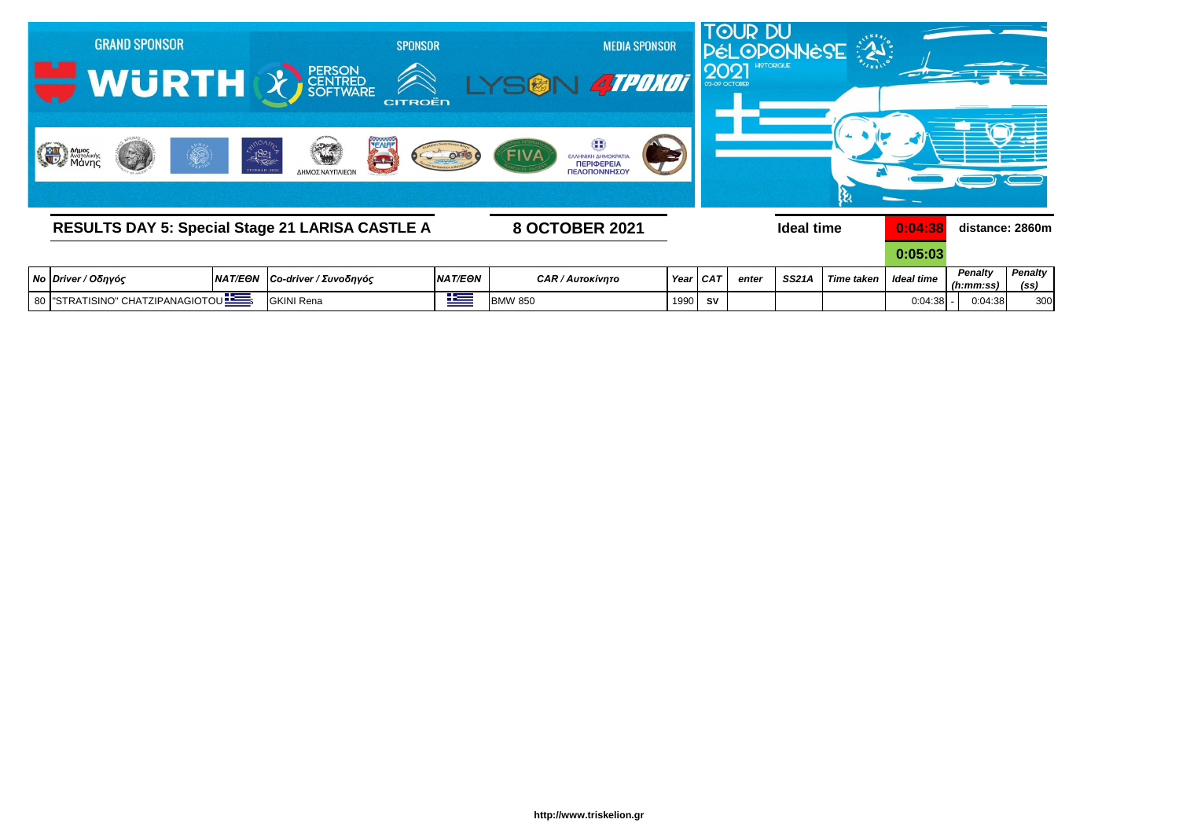GRAND SPONSOR

WÜRTH

PERSON CENTRED SOFTWARE

SPONSOR

CITROËN

MEDIA SPONSOR

LYSON 4TPOXOI

TOUR DU PÉLOPONNÈSE 2021 HISTORIQUE 03-09 OCTOBER

Δήμος Ανατολικής Μάνης

ΔΗΜΟΣ ΝΑΥΠΛΙΕΩΝ

FIVA

ΕΛΛΗΝΙΚΗ ΔΗΜΟΚΡΑΤΙΑ ΠΕΡΙΦΕΡΕΙΑ ΠΕΛΟΠΟΝΝΗΣΟΥ

## RESULTS DAY 5: Special Stage 21 LARISA CASTLE A

**8 OCTOBER 2021**

**Ideal time** 0:04:38 **distance: 2860m**

0:05:03

| No | Driver / Οδηγός | NAT/ΕΘΝ | Co-driver / Συνοδηγός | NAT/ΕΘΝ | CAR / Αυτοκίνητο | Year | CAT | enter | SS21A | Time taken | Ideal time | | Penalty (h:mm:ss) | Penalty (ss) |
|---|---|---|---|---|---|---|---|---|---|---|---|---|---|---|
| 80 | "STRATISINO" CHATZIPANAGIOTOU | | GKINI Rena | | BMW 850 | 1990 | SV | | | | 0:04:38 | - | 0:04:38 | 300 |

http://www.triskelion.gr